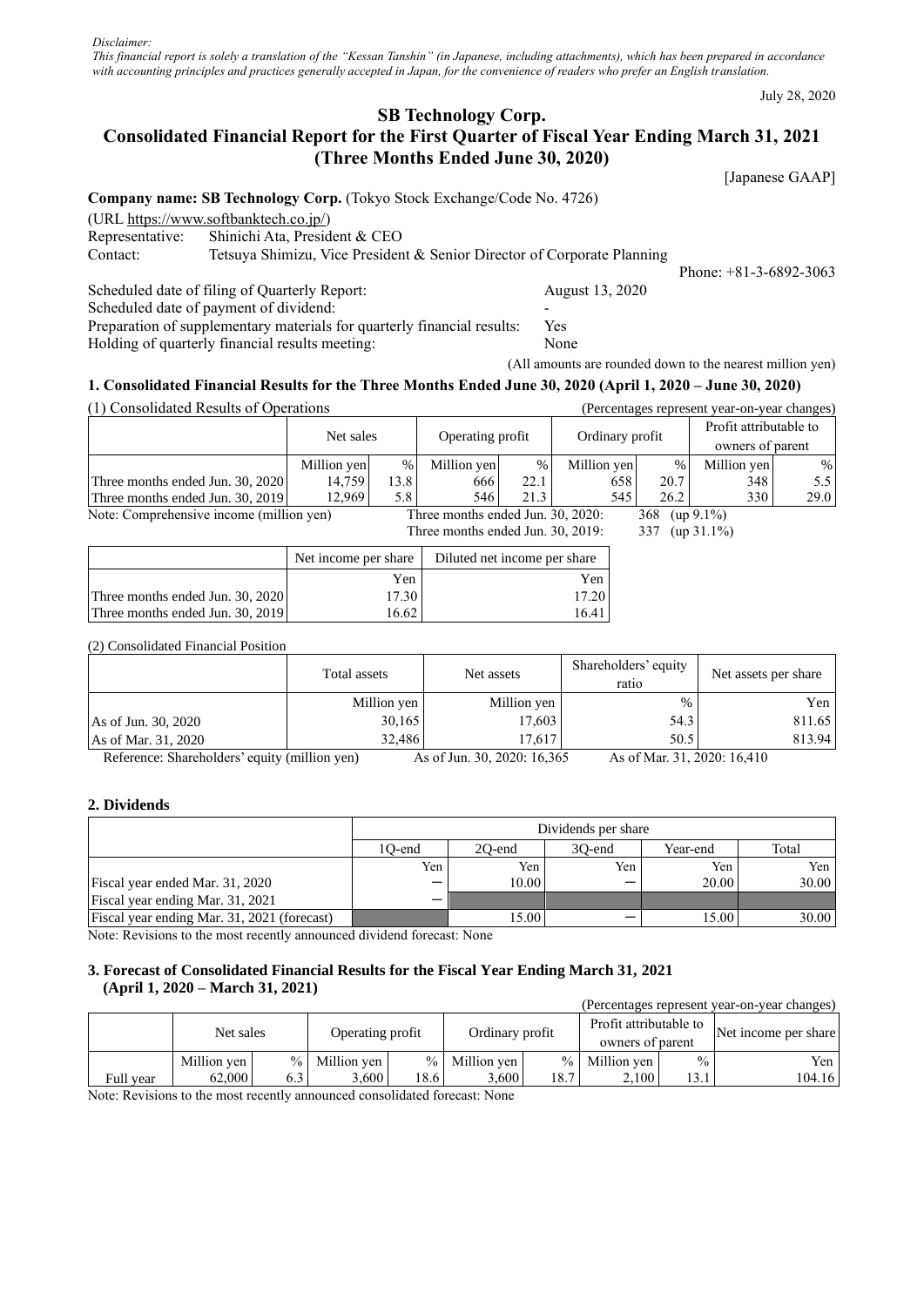*Disclaimer:*
*This financial report is solely a translation of the "Kessan Tanshin" (in Japanese, including attachments), which has been prepared in accordance with accounting principles and practices generally accepted in Japan, for the convenience of readers who prefer an English translation.*

July 28, 2020

# SB Technology Corp.
# Consolidated Financial Report for the First Quarter of Fiscal Year Ending March 31, 2021 (Three Months Ended June 30, 2020)

[Japanese GAAP]

**Company name: SB Technology Corp.** (Tokyo Stock Exchange/Code No. 4726)

(URL https://www.softbanktech.co.jp/)

Representative: Shinichi Ata, President & CEO

Contact: Tetsuya Shimizu, Vice President & Senior Director of Corporate Planning

Phone: +81-3-6892-3063

Scheduled date of filing of Quarterly Report: August 13, 2020

Scheduled date of payment of dividend: -

Preparation of supplementary materials for quarterly financial results: Yes

Holding of quarterly financial results meeting: None

(All amounts are rounded down to the nearest million yen)

## 1. Consolidated Financial Results for the Three Months Ended June 30, 2020 (April 1, 2020 – June 30, 2020)

(1) Consolidated Results of Operations (Percentages represent year-on-year changes)

| | Net sales | | Operating profit | | Ordinary profit | | Profit attributable to owners of parent | |
|---|---|---|---|---|---|---|---|---|
| | Million yen | % | Million yen | % | Million yen | % | Million yen | % |
| Three months ended Jun. 30, 2020 | 14,759 | 13.8 | 666 | 22.1 | 658 | 20.7 | 348 | 5.5 |
| Three months ended Jun. 30, 2019 | 12,969 | 5.8 | 546 | 21.3 | 545 | 26.2 | 330 | 29.0 |

Note: Comprehensive income (million yen) Three months ended Jun. 30, 2020: 368 (up 9.1%)
Three months ended Jun. 30, 2019: 337 (up 31.1%)

| | Net income per share | Diluted net income per share |
|---|---|---|
| | Yen | Yen |
| Three months ended Jun. 30, 2020 | 17.30 | 17.20 |
| Three months ended Jun. 30, 2019 | 16.62 | 16.41 |

(2) Consolidated Financial Position

| | Total assets | Net assets | Shareholders' equity ratio | Net assets per share |
|---|---|---|---|---|
| | Million yen | Million yen | % | Yen |
| As of Jun. 30, 2020 | 30,165 | 17,603 | 54.3 | 811.65 |
| As of Mar. 31, 2020 | 32,486 | 17,617 | 50.5 | 813.94 |

Reference: Shareholders' equity (million yen) As of Jun. 30, 2020: 16,365 As of Mar. 31, 2020: 16,410

## 2. Dividends

| | Dividends per share | | | | |
|---|---|---|---|---|---|
| | 1Q-end | 2Q-end | 3Q-end | Year-end | Total |
| | Yen | Yen | Yen | Yen | Yen |
| Fiscal year ended Mar. 31, 2020 | — | 10.00 | — | 20.00 | 30.00 |
| Fiscal year ending Mar. 31, 2021 | — | | | | |
| Fiscal year ending Mar. 31, 2021 (forecast) | | 15.00 | — | 15.00 | 30.00 |

Note: Revisions to the most recently announced dividend forecast: None

## 3. Forecast of Consolidated Financial Results for the Fiscal Year Ending March 31, 2021 (April 1, 2020 – March 31, 2021)

(Percentages represent year-on-year changes)

| | Net sales | | Operating profit | | Ordinary profit | | Profit attributable to owners of parent | | Net income per share |
|---|---|---|---|---|---|---|---|---|---|
| | Million yen | % | Million yen | % | Million yen | % | Million yen | % | Yen |
| Full year | 62,000 | 6.3 | 3,600 | 18.6 | 3,600 | 18.7 | 2,100 | 13.1 | 104.16 |

Note: Revisions to the most recently announced consolidated forecast: None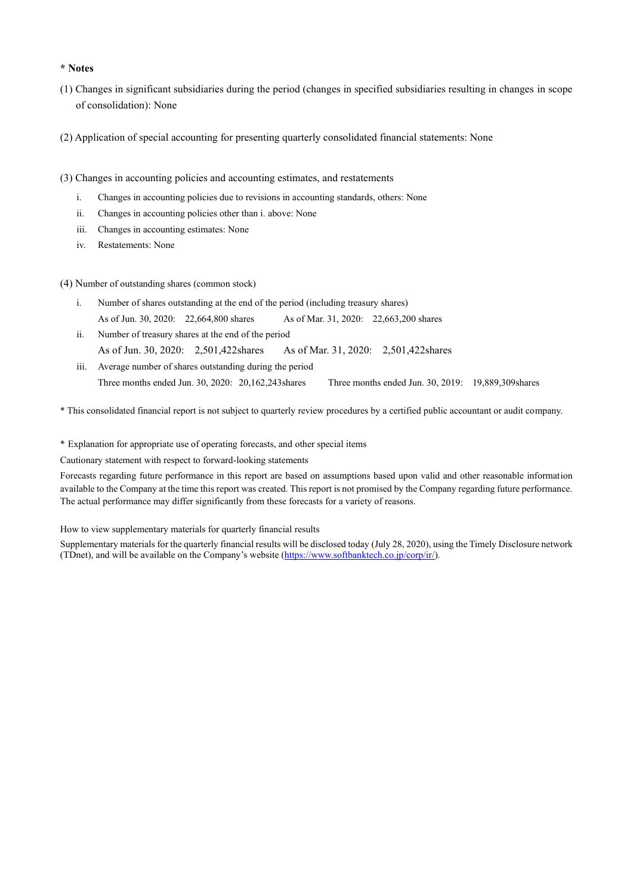**\* Notes**

(1) Changes in significant subsidiaries during the period (changes in specified subsidiaries resulting in changes in scope of consolidation): None

(2) Application of special accounting for presenting quarterly consolidated financial statements: None

(3) Changes in accounting policies and accounting estimates, and restatements

i. Changes in accounting policies due to revisions in accounting standards, others: None

ii. Changes in accounting policies other than i. above: None

iii. Changes in accounting estimates: None

iv. Restatements: None

(4) Number of outstanding shares (common stock)

i. Number of shares outstanding at the end of the period (including treasury shares)

As of Jun. 30, 2020: 22,664,800 shares  As of Mar. 31, 2020: 22,663,200 shares

ii. Number of treasury shares at the end of the period

As of Jun. 30, 2020: 2,501,422shares  As of Mar. 31, 2020: 2,501,422shares

iii. Average number of shares outstanding during the period

Three months ended Jun. 30, 2020: 20,162,243shares  Three months ended Jun. 30, 2019: 19,889,309shares

\* This consolidated financial report is not subject to quarterly review procedures by a certified public accountant or audit company.

\* Explanation for appropriate use of operating forecasts, and other special items

Cautionary statement with respect to forward-looking statements

Forecasts regarding future performance in this report are based on assumptions based upon valid and other reasonable information available to the Company at the time this report was created. This report is not promised by the Company regarding future performance. The actual performance may differ significantly from these forecasts for a variety of reasons.

How to view supplementary materials for quarterly financial results

Supplementary materials for the quarterly financial results will be disclosed today (July 28, 2020), using the Timely Disclosure network (TDnet), and will be available on the Company's website (https://www.softbanktech.co.jp/corp/ir/).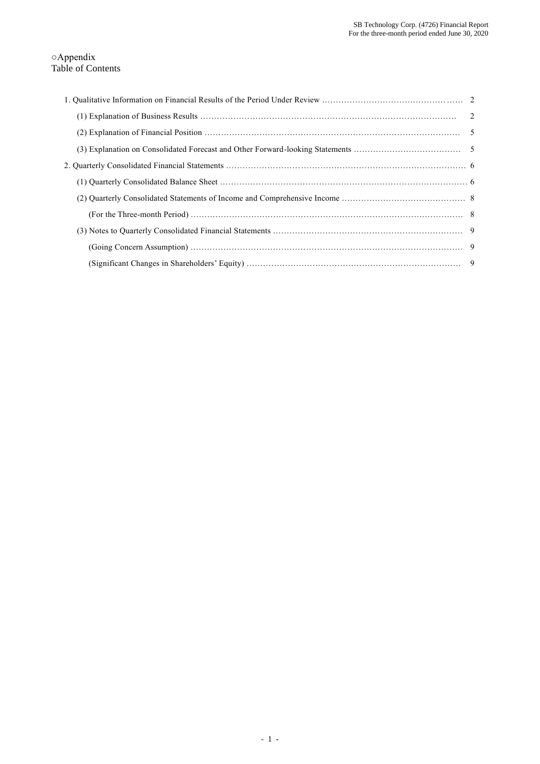○Appendix
Table of Contents

| | |
|---|---|
| 1. Qualitative Information on Financial Results of the Period Under Review | 2 |
| (1) Explanation of Business Results | 2 |
| (2) Explanation of Financial Position | 5 |
| (3) Explanation on Consolidated Forecast and Other Forward-looking Statements | 5 |
| 2. Quarterly Consolidated Financial Statements | 6 |
| (1) Quarterly Consolidated Balance Sheet | 6 |
| (2) Quarterly Consolidated Statements of Income and Comprehensive Income | 8 |
| (For the Three-month Period) | 8 |
| (3) Notes to Quarterly Consolidated Financial Statements | 9 |
| (Going Concern Assumption) | 9 |
| (Significant Changes in Shareholders' Equity) | 9 |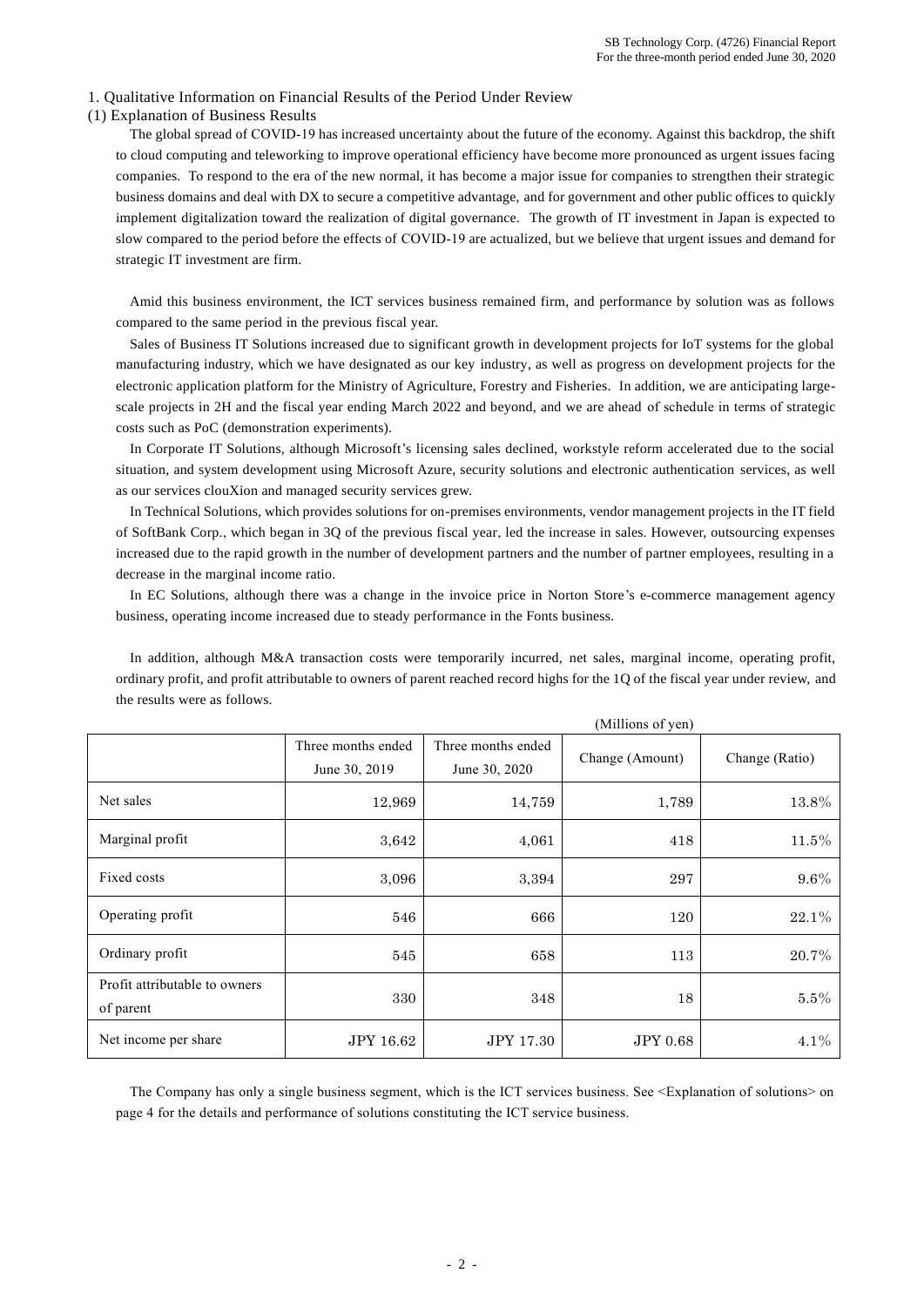## 1. Qualitative Information on Financial Results of the Period Under Review

### (1) Explanation of Business Results

The global spread of COVID-19 has increased uncertainty about the future of the economy. Against this backdrop, the shift to cloud computing and teleworking to improve operational efficiency have become more pronounced as urgent issues facing companies. To respond to the era of the new normal, it has become a major issue for companies to strengthen their strategic business domains and deal with DX to secure a competitive advantage, and for government and other public offices to quickly implement digitalization toward the realization of digital governance. The growth of IT investment in Japan is expected to slow compared to the period before the effects of COVID-19 are actualized, but we believe that urgent issues and demand for strategic IT investment are firm.

Amid this business environment, the ICT services business remained firm, and performance by solution was as follows compared to the same period in the previous fiscal year.

Sales of Business IT Solutions increased due to significant growth in development projects for IoT systems for the global manufacturing industry, which we have designated as our key industry, as well as progress on development projects for the electronic application platform for the Ministry of Agriculture, Forestry and Fisheries. In addition, we are anticipating large-scale projects in 2H and the fiscal year ending March 2022 and beyond, and we are ahead of schedule in terms of strategic costs such as PoC (demonstration experiments).

In Corporate IT Solutions, although Microsoft's licensing sales declined, workstyle reform accelerated due to the social situation, and system development using Microsoft Azure, security solutions and electronic authentication services, as well as our services clouXion and managed security services grew.

In Technical Solutions, which provides solutions for on-premises environments, vendor management projects in the IT field of SoftBank Corp., which began in 3Q of the previous fiscal year, led the increase in sales. However, outsourcing expenses increased due to the rapid growth in the number of development partners and the number of partner employees, resulting in a decrease in the marginal income ratio.

In EC Solutions, although there was a change in the invoice price in Norton Store's e-commerce management agency business, operating income increased due to steady performance in the Fonts business.

In addition, although M&A transaction costs were temporarily incurred, net sales, marginal income, operating profit, ordinary profit, and profit attributable to owners of parent reached record highs for the 1Q of the fiscal year under review, and the results were as follows.

(Millions of yen)

| | Three months ended June 30, 2019 | Three months ended June 30, 2020 | Change (Amount) | Change (Ratio) |
|---|---|---|---|---|
| Net sales | 12,969 | 14,759 | 1,789 | 13.8% |
| Marginal profit | 3,642 | 4,061 | 418 | 11.5% |
| Fixed costs | 3,096 | 3,394 | 297 | 9.6% |
| Operating profit | 546 | 666 | 120 | 22.1% |
| Ordinary profit | 545 | 658 | 113 | 20.7% |
| Profit attributable to owners of parent | 330 | 348 | 18 | 5.5% |
| Net income per share | JPY 16.62 | JPY 17.30 | JPY 0.68 | 4.1% |

The Company has only a single business segment, which is the ICT services business. See <Explanation of solutions> on page 4 for the details and performance of solutions constituting the ICT service business.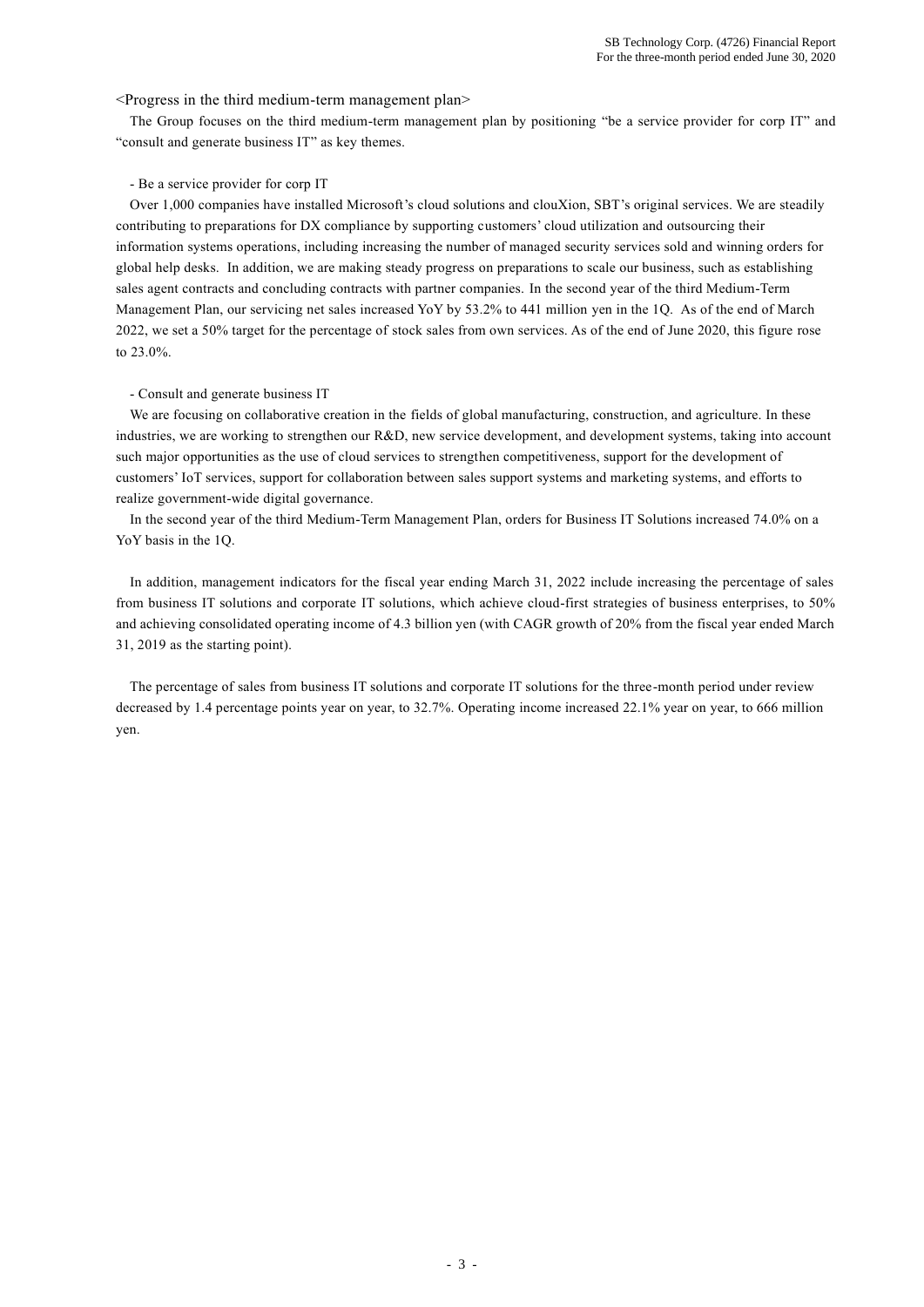<Progress in the third medium-term management plan>

The Group focuses on the third medium-term management plan by positioning "be a service provider for corp IT" and "consult and generate business IT" as key themes.

- Be a service provider for corp IT

Over 1,000 companies have installed Microsoft's cloud solutions and clouXion, SBT's original services. We are steadily contributing to preparations for DX compliance by supporting customers' cloud utilization and outsourcing their information systems operations, including increasing the number of managed security services sold and winning orders for global help desks. In addition, we are making steady progress on preparations to scale our business, such as establishing sales agent contracts and concluding contracts with partner companies. In the second year of the third Medium-Term Management Plan, our servicing net sales increased YoY by 53.2% to 441 million yen in the 1Q. As of the end of March 2022, we set a 50% target for the percentage of stock sales from own services. As of the end of June 2020, this figure rose to 23.0%.

- Consult and generate business IT

We are focusing on collaborative creation in the fields of global manufacturing, construction, and agriculture. In these industries, we are working to strengthen our R&D, new service development, and development systems, taking into account such major opportunities as the use of cloud services to strengthen competitiveness, support for the development of customers' IoT services, support for collaboration between sales support systems and marketing systems, and efforts to realize government-wide digital governance.

In the second year of the third Medium-Term Management Plan, orders for Business IT Solutions increased 74.0% on a YoY basis in the 1Q.

In addition, management indicators for the fiscal year ending March 31, 2022 include increasing the percentage of sales from business IT solutions and corporate IT solutions, which achieve cloud-first strategies of business enterprises, to 50% and achieving consolidated operating income of 4.3 billion yen (with CAGR growth of 20% from the fiscal year ended March 31, 2019 as the starting point).

The percentage of sales from business IT solutions and corporate IT solutions for the three-month period under review decreased by 1.4 percentage points year on year, to 32.7%. Operating income increased 22.1% year on year, to 666 million yen.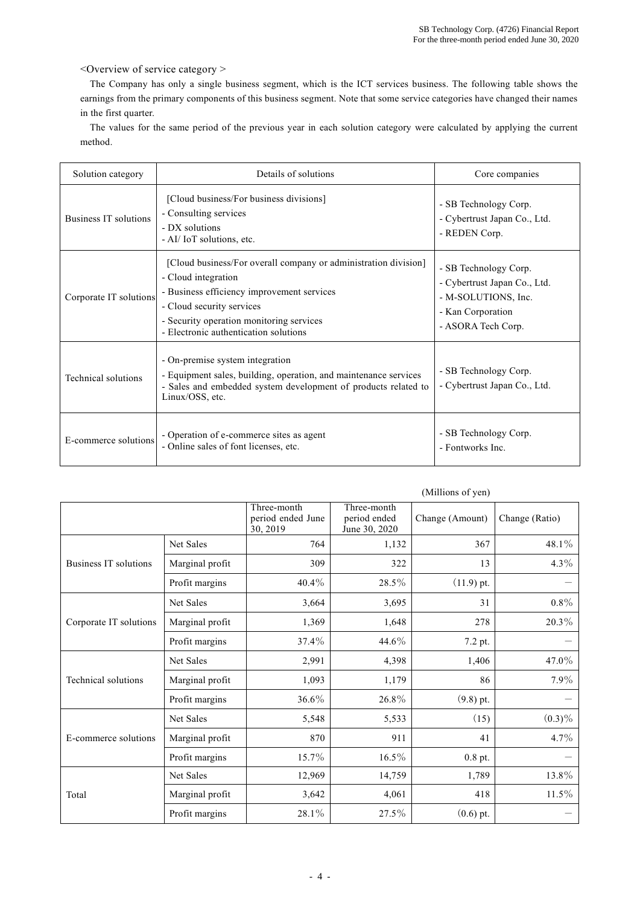<Overview of service category >

The Company has only a single business segment, which is the ICT services business. The following table shows the earnings from the primary components of this business segment. Note that some service categories have changed their names in the first quarter.

The values for the same period of the previous year in each solution category were calculated by applying the current method.

| Solution category | Details of solutions | Core companies |
|---|---|---|
| Business IT solutions | [Cloud business/For business divisions]<br>- Consulting services<br>- DX solutions<br>- AI/ IoT solutions, etc. | - SB Technology Corp.<br>- Cybertrust Japan Co., Ltd.<br>- REDEN Corp. |
| Corporate IT solutions | [Cloud business/For overall company or administration division]<br>- Cloud integration<br>- Business efficiency improvement services<br>- Cloud security services<br>- Security operation monitoring services<br>- Electronic authentication solutions | - SB Technology Corp.<br>- Cybertrust Japan Co., Ltd.<br>- M-SOLUTIONS, Inc.<br>- Kan Corporation<br>- ASORA Tech Corp. |
| Technical solutions | - On-premise system integration<br>- Equipment sales, building, operation, and maintenance services<br>- Sales and embedded system development of products related to Linux/OSS, etc. | - SB Technology Corp.<br>- Cybertrust Japan Co., Ltd. |
| E-commerce solutions | - Operation of e-commerce sites as agent<br>- Online sales of font licenses, etc. | - SB Technology Corp.<br>- Fontworks Inc. |

(Millions of yen)

| | | Three-month period ended June 30, 2019 | Three-month period ended June 30, 2020 | Change (Amount) | Change (Ratio) |
|---|---|---|---|---|---|
| Business IT solutions | Net Sales | 764 | 1,132 | 367 | 48.1% |
| | Marginal profit | 309 | 322 | 13 | 4.3% |
| | Profit margins | 40.4% | 28.5% | (11.9) pt. | – |
| Corporate IT solutions | Net Sales | 3,664 | 3,695 | 31 | 0.8% |
| | Marginal profit | 1,369 | 1,648 | 278 | 20.3% |
| | Profit margins | 37.4% | 44.6% | 7.2 pt. | – |
| Technical solutions | Net Sales | 2,991 | 4,398 | 1,406 | 47.0% |
| | Marginal profit | 1,093 | 1,179 | 86 | 7.9% |
| | Profit margins | 36.6% | 26.8% | (9.8) pt. | – |
| E-commerce solutions | Net Sales | 5,548 | 5,533 | (15) | (0.3)% |
| | Marginal profit | 870 | 911 | 41 | 4.7% |
| | Profit margins | 15.7% | 16.5% | 0.8 pt. | – |
| Total | Net Sales | 12,969 | 14,759 | 1,789 | 13.8% |
| | Marginal profit | 3,642 | 4,061 | 418 | 11.5% |
| | Profit margins | 28.1% | 27.5% | (0.6) pt. | – |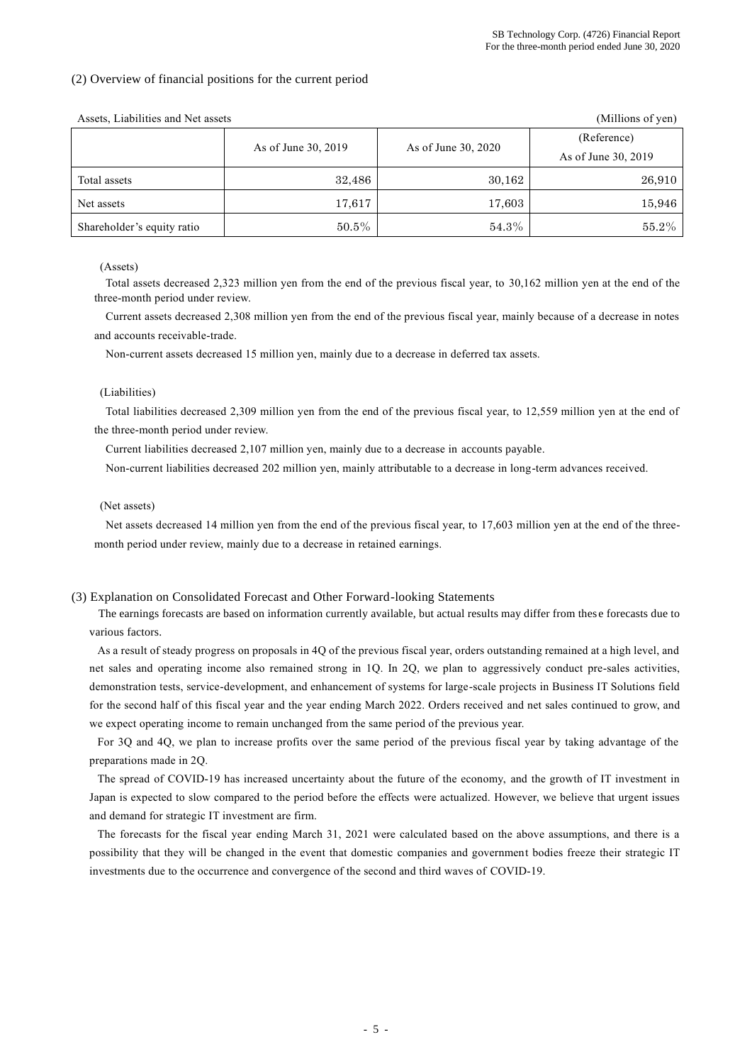## (2) Overview of financial positions for the current period

Assets, Liabilities and Net assets (Millions of yen)

| | As of June 30, 2019 | As of June 30, 2020 | (Reference) As of June 30, 2019 |
|---|---|---|---|
| Total assets | 32,486 | 30,162 | 26,910 |
| Net assets | 17,617 | 17,603 | 15,946 |
| Shareholder's equity ratio | 50.5% | 54.3% | 55.2% |

(Assets)

Total assets decreased 2,323 million yen from the end of the previous fiscal year, to 30,162 million yen at the end of the three-month period under review.

Current assets decreased 2,308 million yen from the end of the previous fiscal year, mainly because of a decrease in notes and accounts receivable-trade.

Non-current assets decreased 15 million yen, mainly due to a decrease in deferred tax assets.

(Liabilities)

Total liabilities decreased 2,309 million yen from the end of the previous fiscal year, to 12,559 million yen at the end of the three-month period under review.

Current liabilities decreased 2,107 million yen, mainly due to a decrease in accounts payable.

Non-current liabilities decreased 202 million yen, mainly attributable to a decrease in long-term advances received.

(Net assets)

Net assets decreased 14 million yen from the end of the previous fiscal year, to 17,603 million yen at the end of the three-month period under review, mainly due to a decrease in retained earnings.

## (3) Explanation on Consolidated Forecast and Other Forward-looking Statements

The earnings forecasts are based on information currently available, but actual results may differ from these forecasts due to various factors.

As a result of steady progress on proposals in 4Q of the previous fiscal year, orders outstanding remained at a high level, and net sales and operating income also remained strong in 1Q. In 2Q, we plan to aggressively conduct pre-sales activities, demonstration tests, service-development, and enhancement of systems for large-scale projects in Business IT Solutions field for the second half of this fiscal year and the year ending March 2022. Orders received and net sales continued to grow, and we expect operating income to remain unchanged from the same period of the previous year.

For 3Q and 4Q, we plan to increase profits over the same period of the previous fiscal year by taking advantage of the preparations made in 2Q.

The spread of COVID-19 has increased uncertainty about the future of the economy, and the growth of IT investment in Japan is expected to slow compared to the period before the effects were actualized. However, we believe that urgent issues and demand for strategic IT investment are firm.

The forecasts for the fiscal year ending March 31, 2021 were calculated based on the above assumptions, and there is a possibility that they will be changed in the event that domestic companies and government bodies freeze their strategic IT investments due to the occurrence and convergence of the second and third waves of COVID-19.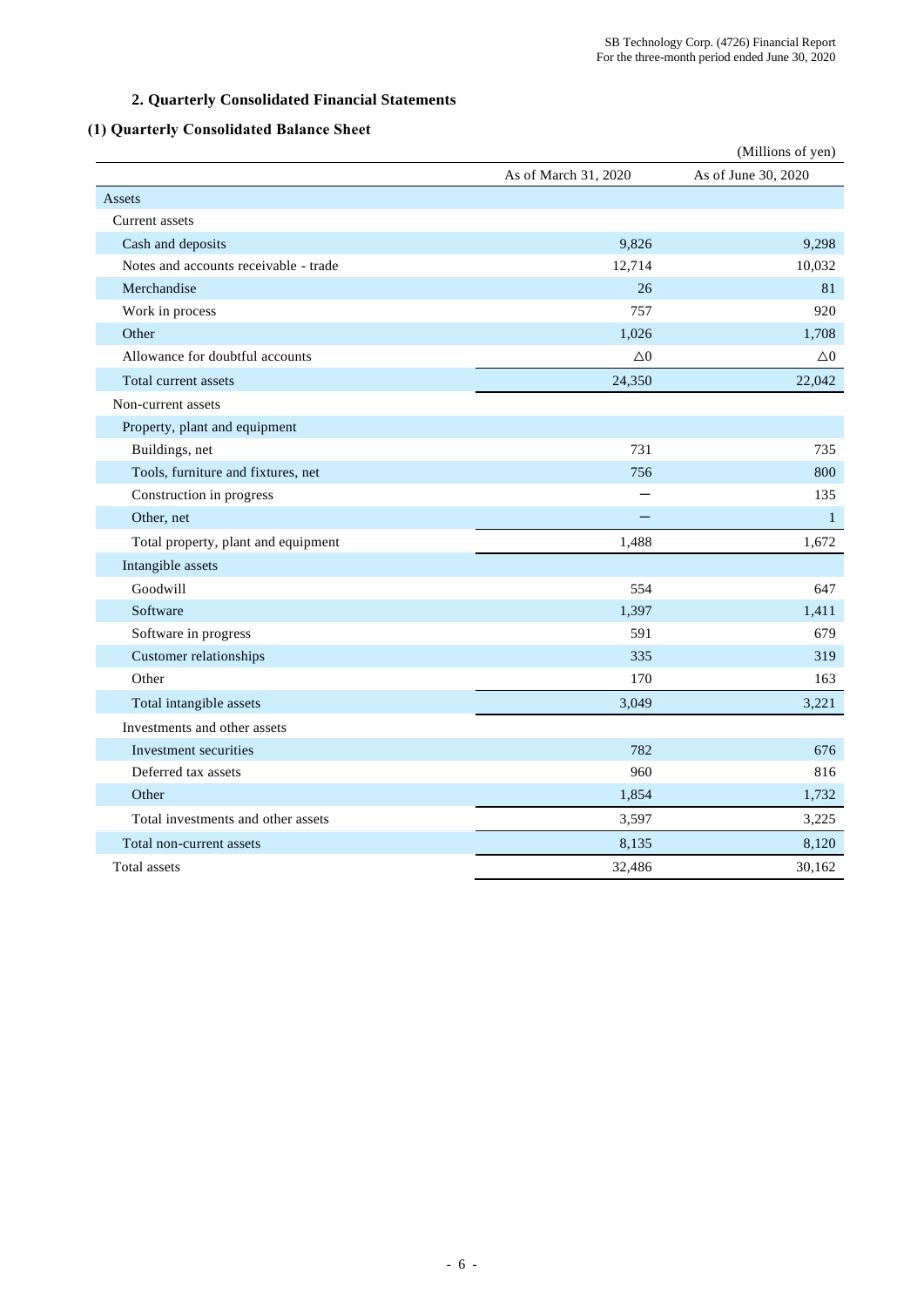## 2. Quarterly Consolidated Financial Statements

### (1) Quarterly Consolidated Balance Sheet

(Millions of yen)

| | As of March 31, 2020 | As of June 30, 2020 |
|---|---|---|
| Assets | | |
| Current assets | | |
| Cash and deposits | 9,826 | 9,298 |
| Notes and accounts receivable - trade | 12,714 | 10,032 |
| Merchandise | 26 | 81 |
| Work in process | 757 | 920 |
| Other | 1,026 | 1,708 |
| Allowance for doubtful accounts | △0 | △0 |
| Total current assets | 24,350 | 22,042 |
| Non-current assets | | |
| Property, plant and equipment | | |
| Buildings, net | 731 | 735 |
| Tools, furniture and fixtures, net | 756 | 800 |
| Construction in progress | ― | 135 |
| Other, net | ― | 1 |
| Total property, plant and equipment | 1,488 | 1,672 |
| Intangible assets | | |
| Goodwill | 554 | 647 |
| Software | 1,397 | 1,411 |
| Software in progress | 591 | 679 |
| Customer relationships | 335 | 319 |
| Other | 170 | 163 |
| Total intangible assets | 3,049 | 3,221 |
| Investments and other assets | | |
| Investment securities | 782 | 676 |
| Deferred tax assets | 960 | 816 |
| Other | 1,854 | 1,732 |
| Total investments and other assets | 3,597 | 3,225 |
| Total non-current assets | 8,135 | 8,120 |
| Total assets | 32,486 | 30,162 |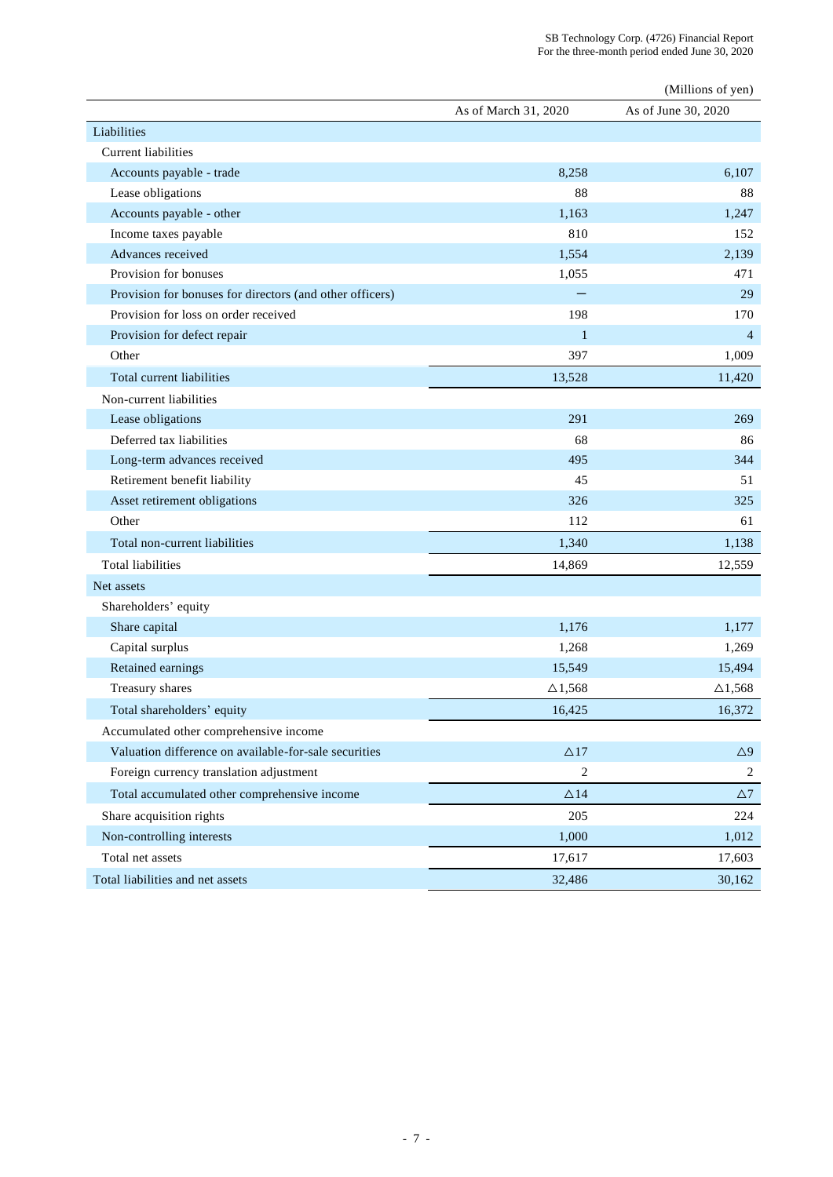(Millions of yen)

| | As of March 31, 2020 | As of June 30, 2020 |
|---|---|---|
| Liabilities | | |
| Current liabilities | | |
| Accounts payable - trade | 8,258 | 6,107 |
| Lease obligations | 88 | 88 |
| Accounts payable - other | 1,163 | 1,247 |
| Income taxes payable | 810 | 152 |
| Advances received | 1,554 | 2,139 |
| Provision for bonuses | 1,055 | 471 |
| Provision for bonuses for directors (and other officers) | − | 29 |
| Provision for loss on order received | 198 | 170 |
| Provision for defect repair | 1 | 4 |
| Other | 397 | 1,009 |
| Total current liabilities | 13,528 | 11,420 |
| Non-current liabilities | | |
| Lease obligations | 291 | 269 |
| Deferred tax liabilities | 68 | 86 |
| Long-term advances received | 495 | 344 |
| Retirement benefit liability | 45 | 51 |
| Asset retirement obligations | 326 | 325 |
| Other | 112 | 61 |
| Total non-current liabilities | 1,340 | 1,138 |
| Total liabilities | 14,869 | 12,559 |
| Net assets | | |
| Shareholders' equity | | |
| Share capital | 1,176 | 1,177 |
| Capital surplus | 1,268 | 1,269 |
| Retained earnings | 15,549 | 15,494 |
| Treasury shares | △1,568 | △1,568 |
| Total shareholders' equity | 16,425 | 16,372 |
| Accumulated other comprehensive income | | |
| Valuation difference on available-for-sale securities | △17 | △9 |
| Foreign currency translation adjustment | 2 | 2 |
| Total accumulated other comprehensive income | △14 | △7 |
| Share acquisition rights | 205 | 224 |
| Non-controlling interests | 1,000 | 1,012 |
| Total net assets | 17,617 | 17,603 |
| Total liabilities and net assets | 32,486 | 30,162 |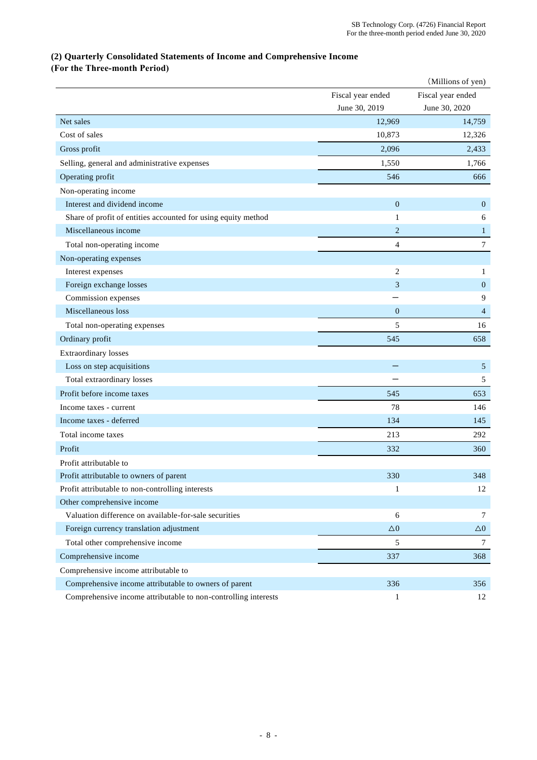### (2) Quarterly Consolidated Statements of Income and Comprehensive Income
### (For the Three-month Period)

(Millions of yen)

| | Fiscal year ended June 30, 2019 | Fiscal year ended June 30, 2020 |
|---|---|---|
| Net sales | 12,969 | 14,759 |
| Cost of sales | 10,873 | 12,326 |
| Gross profit | 2,096 | 2,433 |
| Selling, general and administrative expenses | 1,550 | 1,766 |
| Operating profit | 546 | 666 |
| Non-operating income | | |
| Interest and dividend income | 0 | 0 |
| Share of profit of entities accounted for using equity method | 1 | 6 |
| Miscellaneous income | 2 | 1 |
| Total non-operating income | 4 | 7 |
| Non-operating expenses | | |
| Interest expenses | 2 | 1 |
| Foreign exchange losses | 3 | 0 |
| Commission expenses | ― | 9 |
| Miscellaneous loss | 0 | 4 |
| Total non-operating expenses | 5 | 16 |
| Ordinary profit | 545 | 658 |
| Extraordinary losses | | |
| Loss on step acquisitions | ― | 5 |
| Total extraordinary losses | ― | 5 |
| Profit before income taxes | 545 | 653 |
| Income taxes - current | 78 | 146 |
| Income taxes - deferred | 134 | 145 |
| Total income taxes | 213 | 292 |
| Profit | 332 | 360 |
| Profit attributable to | | |
| Profit attributable to owners of parent | 330 | 348 |
| Profit attributable to non-controlling interests | 1 | 12 |
| Other comprehensive income | | |
| Valuation difference on available-for-sale securities | 6 | 7 |
| Foreign currency translation adjustment | △0 | △0 |
| Total other comprehensive income | 5 | 7 |
| Comprehensive income | 337 | 368 |
| Comprehensive income attributable to | | |
| Comprehensive income attributable to owners of parent | 336 | 356 |
| Comprehensive income attributable to non-controlling interests | 1 | 12 |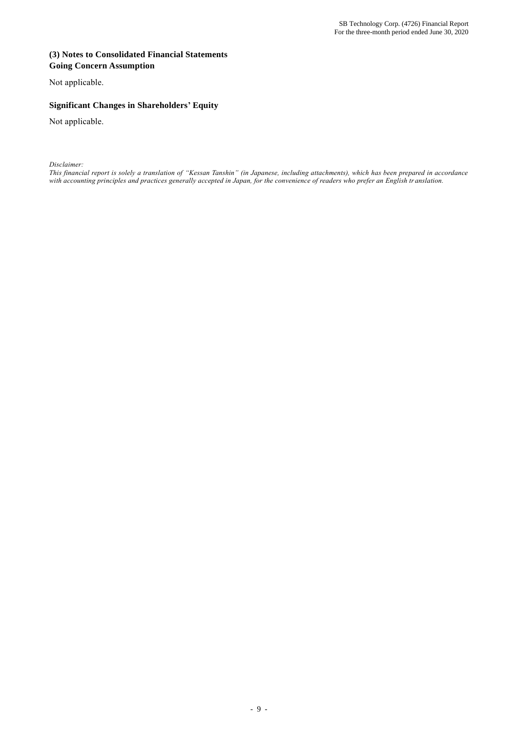### (3) Notes to Consolidated Financial Statements

### Going Concern Assumption

Not applicable.

### Significant Changes in Shareholders' Equity

Not applicable.

*Disclaimer:*
*This financial report is solely a translation of "Kessan Tanshin" (in Japanese, including attachments), which has been prepared in accordance with accounting principles and practices generally accepted in Japan, for the convenience of readers who prefer an English translation.*